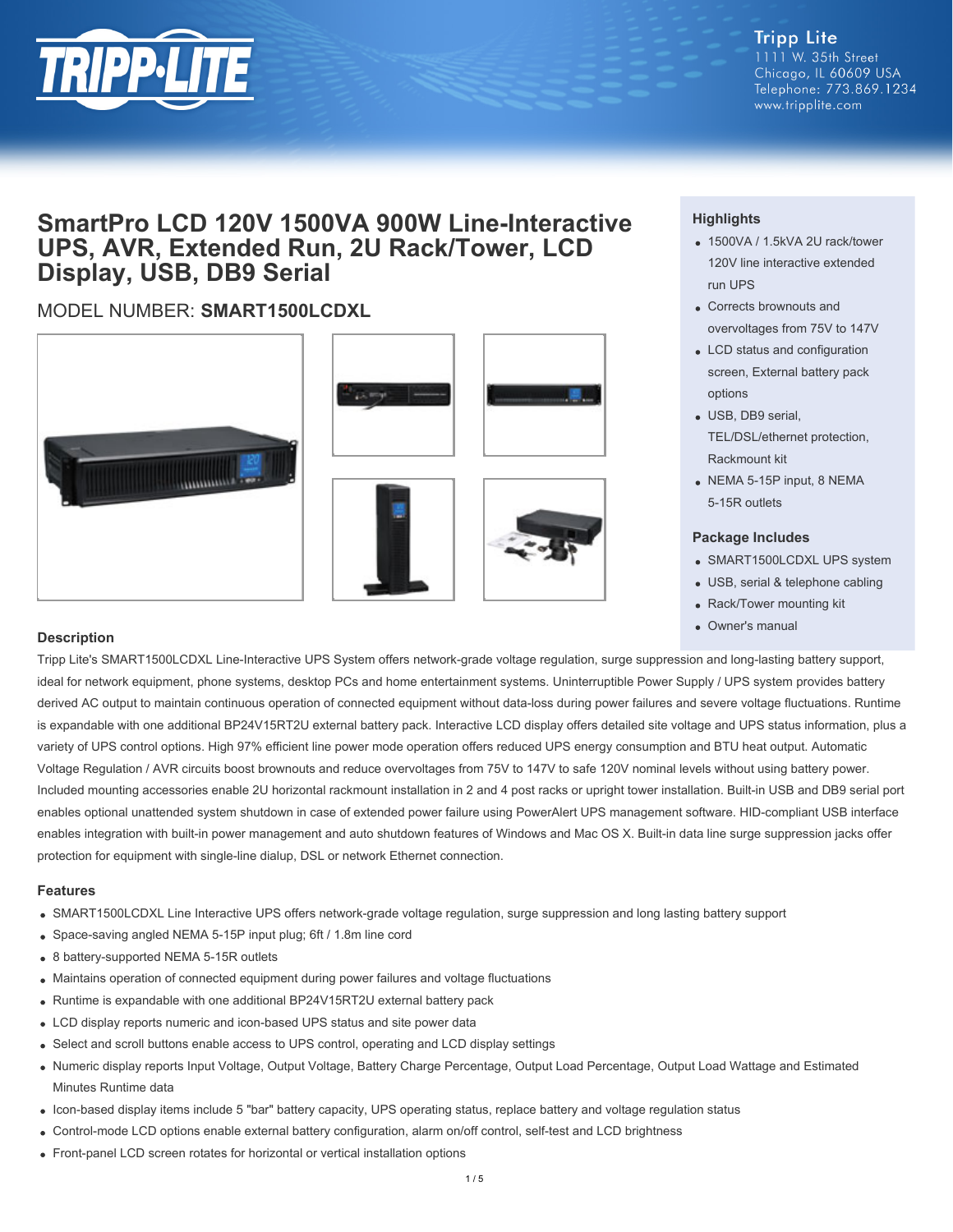Tripp Lite
1111 W. 35th Street
Chicago, IL 60609 USA
Telephone: 773.869.1234
www.tripplite.com

# SmartPro LCD 120V 1500VA 900W Line-Interactive UPS, AVR, Extended Run, 2U Rack/Tower, LCD Display, USB, DB9 Serial

MODEL NUMBER: **SMART1500LCDXL**

### Highlights

- 1500VA / 1.5kVA 2U rack/tower 120V line interactive extended run UPS
- Corrects brownouts and overvoltages from 75V to 147V
- LCD status and configuration screen, External battery pack options
- USB, DB9 serial, TEL/DSL/ethernet protection, Rackmount kit
- NEMA 5-15P input, 8 NEMA 5-15R outlets

### Package Includes

- SMART1500LCDXL UPS system
- USB, serial & telephone cabling
- Rack/Tower mounting kit
- Owner's manual

### Description

Tripp Lite's SMART1500LCDXL Line-Interactive UPS System offers network-grade voltage regulation, surge suppression and long-lasting battery support, ideal for network equipment, phone systems, desktop PCs and home entertainment systems. Uninterruptible Power Supply / UPS system provides battery derived AC output to maintain continuous operation of connected equipment without data-loss during power failures and severe voltage fluctuations. Runtime is expandable with one additional BP24V15RT2U external battery pack. Interactive LCD display offers detailed site voltage and UPS status information, plus a variety of UPS control options. High 97% efficient line power mode operation offers reduced UPS energy consumption and BTU heat output. Automatic Voltage Regulation / AVR circuits boost brownouts and reduce overvoltages from 75V to 147V to safe 120V nominal levels without using battery power. Included mounting accessories enable 2U horizontal rackmount installation in 2 and 4 post racks or upright tower installation. Built-in USB and DB9 serial port enables optional unattended system shutdown in case of extended power failure using PowerAlert UPS management software. HID-compliant USB interface enables integration with built-in power management and auto shutdown features of Windows and Mac OS X. Built-in data line surge suppression jacks offer protection for equipment with single-line dialup, DSL or network Ethernet connection.

### Features

- SMART1500LCDXL Line Interactive UPS offers network-grade voltage regulation, surge suppression and long lasting battery support
- Space-saving angled NEMA 5-15P input plug; 6ft / 1.8m line cord
- 8 battery-supported NEMA 5-15R outlets
- Maintains operation of connected equipment during power failures and voltage fluctuations
- Runtime is expandable with one additional BP24V15RT2U external battery pack
- LCD display reports numeric and icon-based UPS status and site power data
- Select and scroll buttons enable access to UPS control, operating and LCD display settings
- Numeric display reports Input Voltage, Output Voltage, Battery Charge Percentage, Output Load Percentage, Output Load Wattage and Estimated Minutes Runtime data
- Icon-based display items include 5 "bar" battery capacity, UPS operating status, replace battery and voltage regulation status
- Control-mode LCD options enable external battery configuration, alarm on/off control, self-test and LCD brightness
- Front-panel LCD screen rotates for horizontal or vertical installation options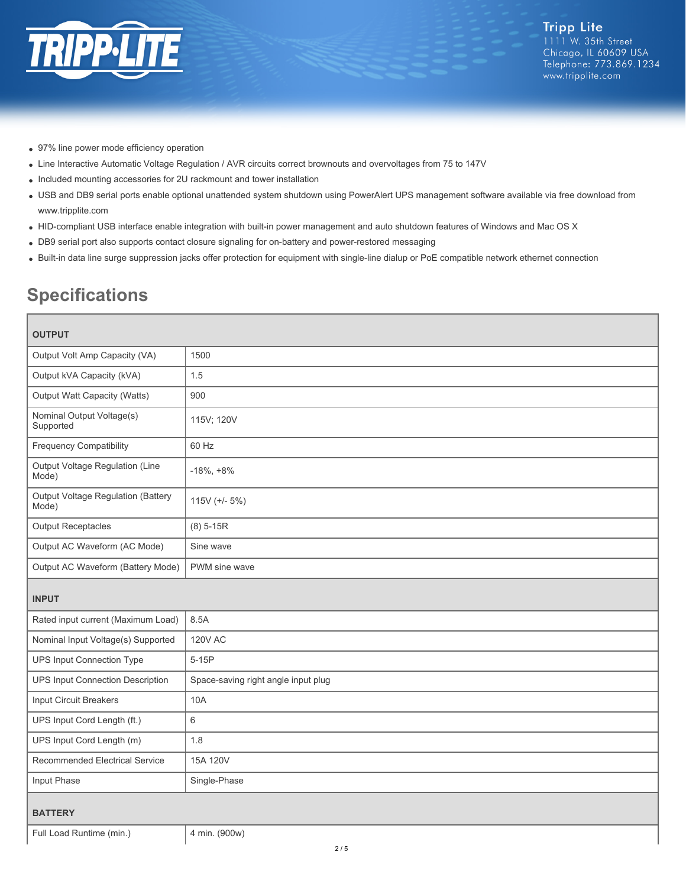- 97% line power mode efficiency operation
- Line Interactive Automatic Voltage Regulation / AVR circuits correct brownouts and overvoltages from 75 to 147V
- Included mounting accessories for 2U rackmount and tower installation
- USB and DB9 serial ports enable optional unattended system shutdown using PowerAlert UPS management software available via free download from www.tripplite.com
- HID-compliant USB interface enable integration with built-in power management and auto shutdown features of Windows and Mac OS X
- DB9 serial port also supports contact closure signaling for on-battery and power-restored messaging
- Built-in data line surge suppression jacks offer protection for equipment with single-line dialup or PoE compatible network ethernet connection

## Specifications

| OUTPUT | |
|---|---|
| Output Volt Amp Capacity (VA) | 1500 |
| Output kVA Capacity (kVA) | 1.5 |
| Output Watt Capacity (Watts) | 900 |
| Nominal Output Voltage(s) Supported | 115V; 120V |
| Frequency Compatibility | 60 Hz |
| Output Voltage Regulation (Line Mode) | -18%, +8% |
| Output Voltage Regulation (Battery Mode) | 115V (+/- 5%) |
| Output Receptacles | (8) 5-15R |
| Output AC Waveform (AC Mode) | Sine wave |
| Output AC Waveform (Battery Mode) | PWM sine wave |
| **INPUT** | |
| Rated input current (Maximum Load) | 8.5A |
| Nominal Input Voltage(s) Supported | 120V AC |
| UPS Input Connection Type | 5-15P |
| UPS Input Connection Description | Space-saving right angle input plug |
| Input Circuit Breakers | 10A |
| UPS Input Cord Length (ft.) | 6 |
| UPS Input Cord Length (m) | 1.8 |
| Recommended Electrical Service | 15A 120V |
| Input Phase | Single-Phase |
| **BATTERY** | |
| Full Load Runtime (min.) | 4 min. (900w) |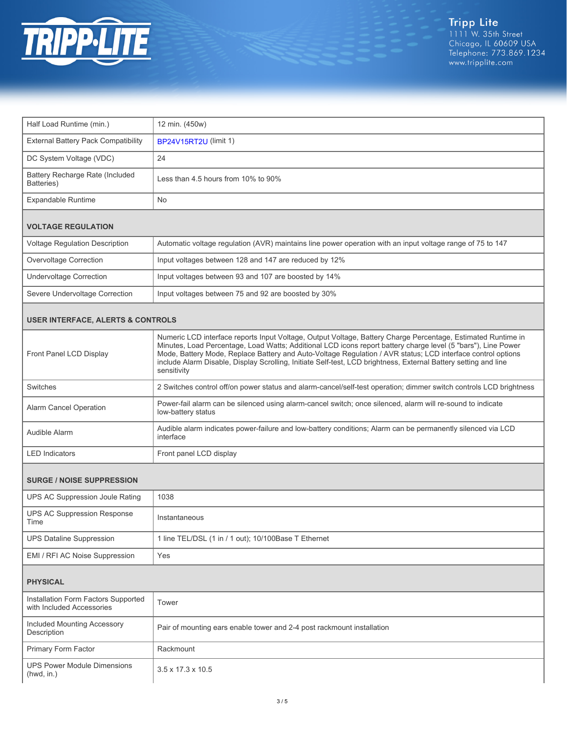| | |
|---|---|
| Half Load Runtime (min.) | 12 min. (450w) |
| External Battery Pack Compatibility | BP24V15RT2U (limit 1) |
| DC System Voltage (VDC) | 24 |
| Battery Recharge Rate (Included Batteries) | Less than 4.5 hours from 10% to 90% |
| Expandable Runtime | No |

## VOLTAGE REGULATION

| | |
|---|---|
| Voltage Regulation Description | Automatic voltage regulation (AVR) maintains line power operation with an input voltage range of 75 to 147 |
| Overvoltage Correction | Input voltages between 128 and 147 are reduced by 12% |
| Undervoltage Correction | Input voltages between 93 and 107 are boosted by 14% |
| Severe Undervoltage Correction | Input voltages between 75 and 92 are boosted by 30% |

## USER INTERFACE, ALERTS & CONTROLS

| | |
|---|---|
| Front Panel LCD Display | Numeric LCD interface reports Input Voltage, Output Voltage, Battery Charge Percentage, Estimated Runtime in Minutes, Load Percentage, Load Watts; Additional LCD icons report battery charge level (5 "bars"), Line Power Mode, Battery Mode, Replace Battery and Auto-Voltage Regulation / AVR status; LCD interface control options include Alarm Disable, Display Scrolling, Initiate Self-test, LCD brightness, External Battery setting and line sensitivity |
| Switches | 2 Switches control off/on power status and alarm-cancel/self-test operation; dimmer switch controls LCD brightness |
| Alarm Cancel Operation | Power-fail alarm can be silenced using alarm-cancel switch; once silenced, alarm will re-sound to indicate low-battery status |
| Audible Alarm | Audible alarm indicates power-failure and low-battery conditions; Alarm can be permanently silenced via LCD interface |
| LED Indicators | Front panel LCD display |

## SURGE / NOISE SUPPRESSION

| | |
|---|---|
| UPS AC Suppression Joule Rating | 1038 |
| UPS AC Suppression Response Time | Instantaneous |
| UPS Dataline Suppression | 1 line TEL/DSL (1 in / 1 out); 10/100Base T Ethernet |
| EMI / RFI AC Noise Suppression | Yes |

## PHYSICAL

| | |
|---|---|
| Installation Form Factors Supported with Included Accessories | Tower |
| Included Mounting Accessory Description | Pair of mounting ears enable tower and 2-4 post rackmount installation |
| Primary Form Factor | Rackmount |
| UPS Power Module Dimensions (hwd, in.) | 3.5 x 17.3 x 10.5 |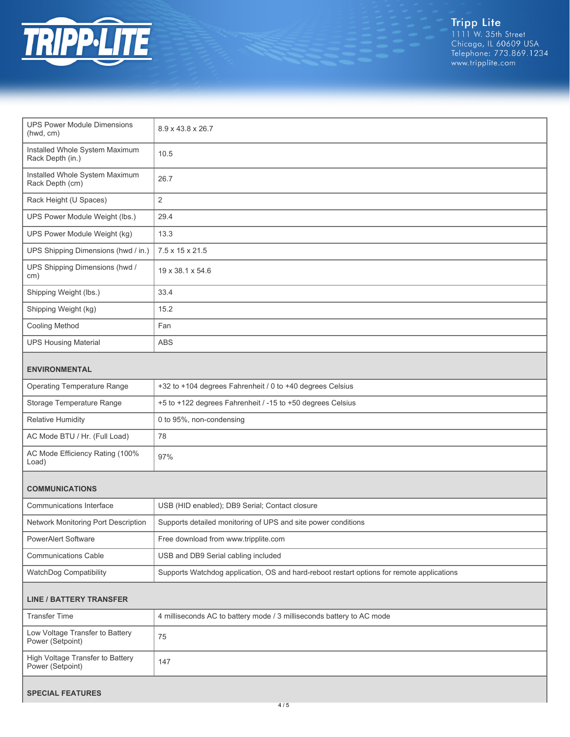| | |
|---|---|
| UPS Power Module Dimensions (hwd, cm) | 8.9 x 43.8 x 26.7 |
| Installed Whole System Maximum Rack Depth (in.) | 10.5 |
| Installed Whole System Maximum Rack Depth (cm) | 26.7 |
| Rack Height (U Spaces) | 2 |
| UPS Power Module Weight (lbs.) | 29.4 |
| UPS Power Module Weight (kg) | 13.3 |
| UPS Shipping Dimensions (hwd / in.) | 7.5 x 15 x 21.5 |
| UPS Shipping Dimensions (hwd / cm) | 19 x 38.1 x 54.6 |
| Shipping Weight (lbs.) | 33.4 |
| Shipping Weight (kg) | 15.2 |
| Cooling Method | Fan |
| UPS Housing Material | ABS |
| **ENVIRONMENTAL** | |
| Operating Temperature Range | +32 to +104 degrees Fahrenheit / 0 to +40 degrees Celsius |
| Storage Temperature Range | +5 to +122 degrees Fahrenheit / -15 to +50 degrees Celsius |
| Relative Humidity | 0 to 95%, non-condensing |
| AC Mode BTU / Hr. (Full Load) | 78 |
| AC Mode Efficiency Rating (100% Load) | 97% |
| **COMMUNICATIONS** | |
| Communications Interface | USB (HID enabled); DB9 Serial; Contact closure |
| Network Monitoring Port Description | Supports detailed monitoring of UPS and site power conditions |
| PowerAlert Software | Free download from www.tripplite.com |
| Communications Cable | USB and DB9 Serial cabling included |
| WatchDog Compatibility | Supports Watchdog application, OS and hard-reboot restart options for remote applications |
| **LINE / BATTERY TRANSFER** | |
| Transfer Time | 4 milliseconds AC to battery mode / 3 milliseconds battery to AC mode |
| Low Voltage Transfer to Battery Power (Setpoint) | 75 |
| High Voltage Transfer to Battery Power (Setpoint) | 147 |
| **SPECIAL FEATURES** | |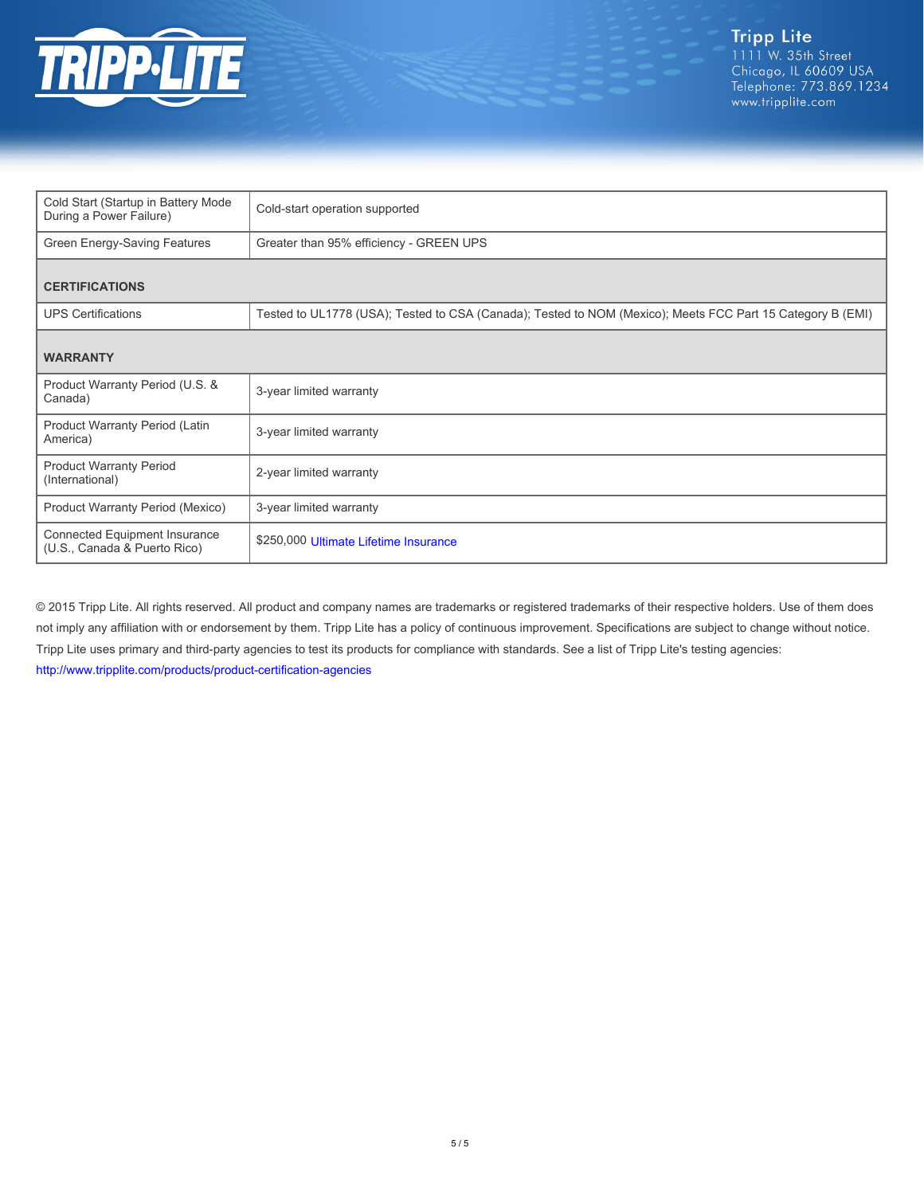| | |
|---|---|
| Cold Start (Startup in Battery Mode During a Power Failure) | Cold-start operation supported |
| Green Energy-Saving Features | Greater than 95% efficiency - GREEN UPS |
| **CERTIFICATIONS** | |
| UPS Certifications | Tested to UL1778 (USA); Tested to CSA (Canada); Tested to NOM (Mexico); Meets FCC Part 15 Category B (EMI) |
| **WARRANTY** | |
| Product Warranty Period (U.S. & Canada) | 3-year limited warranty |
| Product Warranty Period (Latin America) | 3-year limited warranty |
| Product Warranty Period (International) | 2-year limited warranty |
| Product Warranty Period (Mexico) | 3-year limited warranty |
| Connected Equipment Insurance (U.S., Canada & Puerto Rico) | $250,000 Ultimate Lifetime Insurance |

© 2015 Tripp Lite. All rights reserved. All product and company names are trademarks or registered trademarks of their respective holders. Use of them does not imply any affiliation with or endorsement by them. Tripp Lite has a policy of continuous improvement. Specifications are subject to change without notice. Tripp Lite uses primary and third-party agencies to test its products for compliance with standards. See a list of Tripp Lite's testing agencies: http://www.tripplite.com/products/product-certification-agencies